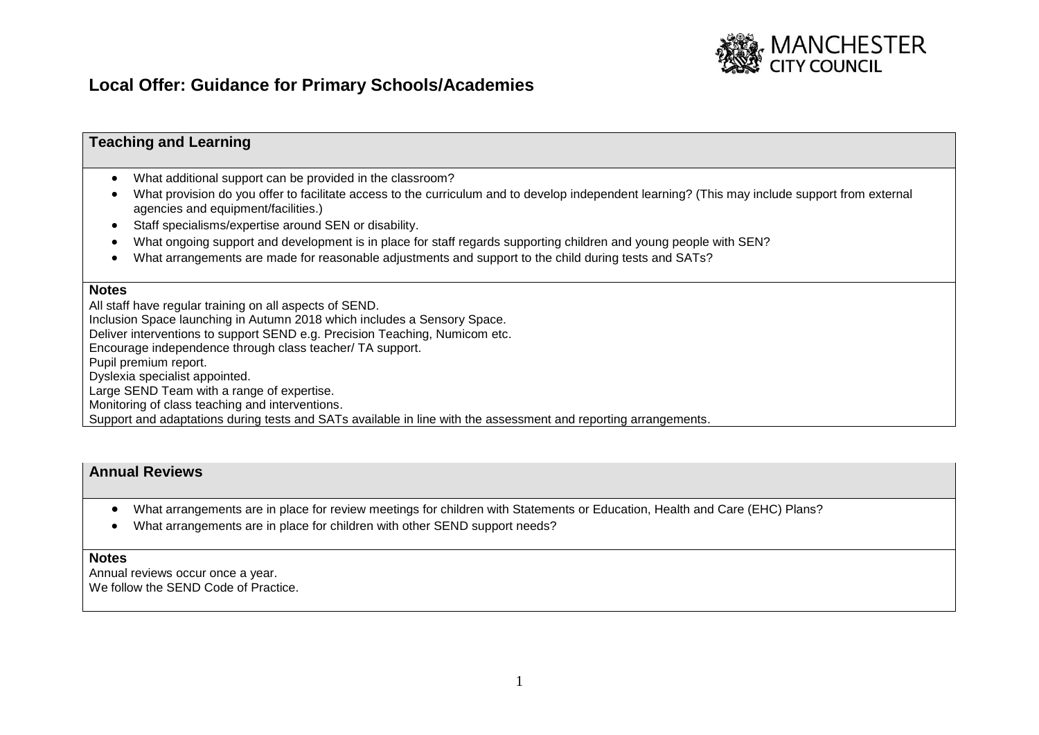# Local Offer: Guidance for Primary Schools/Academies

## Teaching and Learning

- What additional support can be provided in the classroom?
- What provision do you offer to facilitate access to the curriculum and to develop independent learning? (This may include support from external agencies and equipment/facilities.)
- Staff specialisms/expertise around SEN or disability.
- What ongoing support and development is in place for staff regards supporting children and young people with SEN?
- What arrangements are made for reasonable adjustments and support to the child during tests and SATs?

**Notes**

All staff have regular training on all aspects of SEND.
Inclusion Space launching in Autumn 2018 which includes a Sensory Space.
Deliver interventions to support SEND e.g. Precision Teaching, Numicom etc.
Encourage independence through class teacher/ TA support.
Pupil premium report.
Dyslexia specialist appointed.
Large SEND Team with a range of expertise.
Monitoring of class teaching and interventions.
Support and adaptations during tests and SATs available in line with the assessment and reporting arrangements.

## Annual Reviews

- What arrangements are in place for review meetings for children with Statements or Education, Health and Care (EHC) Plans?
- What arrangements are in place for children with other SEND support needs?

**Notes**

Annual reviews occur once a year.
We follow the SEND Code of Practice.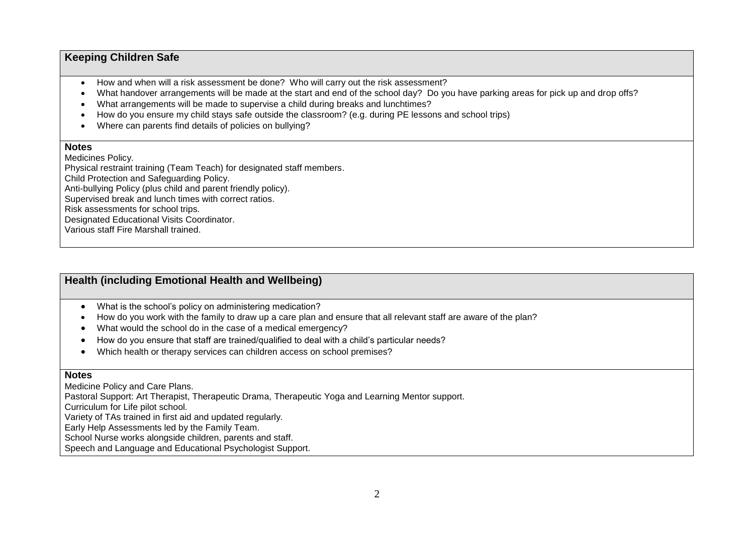## Keeping Children Safe

- How and when will a risk assessment be done? Who will carry out the risk assessment?
- What handover arrangements will be made at the start and end of the school day? Do you have parking areas for pick up and drop offs?
- What arrangements will be made to supervise a child during breaks and lunchtimes?
- How do you ensure my child stays safe outside the classroom? (e.g. during PE lessons and school trips)
- Where can parents find details of policies on bullying?

**Notes**

Medicines Policy.
Physical restraint training (Team Teach) for designated staff members.
Child Protection and Safeguarding Policy.
Anti-bullying Policy (plus child and parent friendly policy).
Supervised break and lunch times with correct ratios.
Risk assessments for school trips.
Designated Educational Visits Coordinator.
Various staff Fire Marshall trained.

## Health (including Emotional Health and Wellbeing)

- What is the school's policy on administering medication?
- How do you work with the family to draw up a care plan and ensure that all relevant staff are aware of the plan?
- What would the school do in the case of a medical emergency?
- How do you ensure that staff are trained/qualified to deal with a child's particular needs?
- Which health or therapy services can children access on school premises?

**Notes**

Medicine Policy and Care Plans.
Pastoral Support: Art Therapist, Therapeutic Drama, Therapeutic Yoga and Learning Mentor support.
Curriculum for Life pilot school.
Variety of TAs trained in first aid and updated regularly.
Early Help Assessments led by the Family Team.
School Nurse works alongside children, parents and staff.
Speech and Language and Educational Psychologist Support.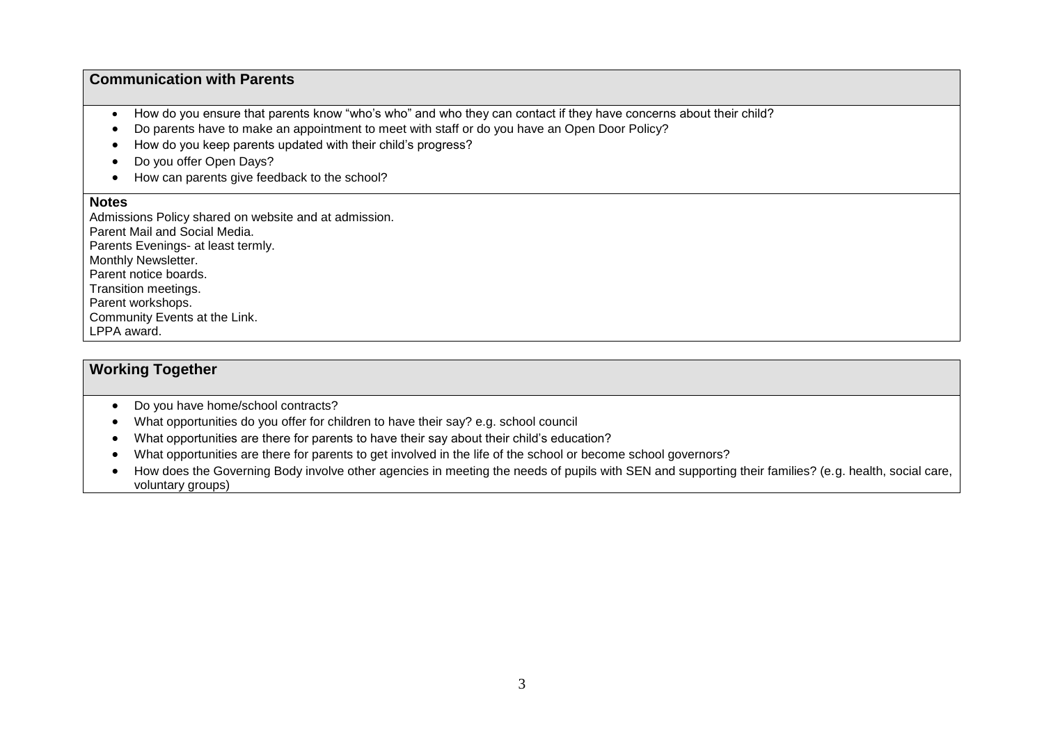## Communication with Parents

- How do you ensure that parents know "who's who" and who they can contact if they have concerns about their child?
- Do parents have to make an appointment to meet with staff or do you have an Open Door Policy?
- How do you keep parents updated with their child's progress?
- Do you offer Open Days?
- How can parents give feedback to the school?

**Notes**

Admissions Policy shared on website and at admission.
Parent Mail and Social Media.
Parents Evenings- at least termly.
Monthly Newsletter.
Parent notice boards.
Transition meetings.
Parent workshops.
Community Events at the Link.
LPPA award.

## Working Together

- Do you have home/school contracts?
- What opportunities do you offer for children to have their say? e.g. school council
- What opportunities are there for parents to have their say about their child's education?
- What opportunities are there for parents to get involved in the life of the school or become school governors?
- How does the Governing Body involve other agencies in meeting the needs of pupils with SEN and supporting their families? (e.g. health, social care, voluntary groups)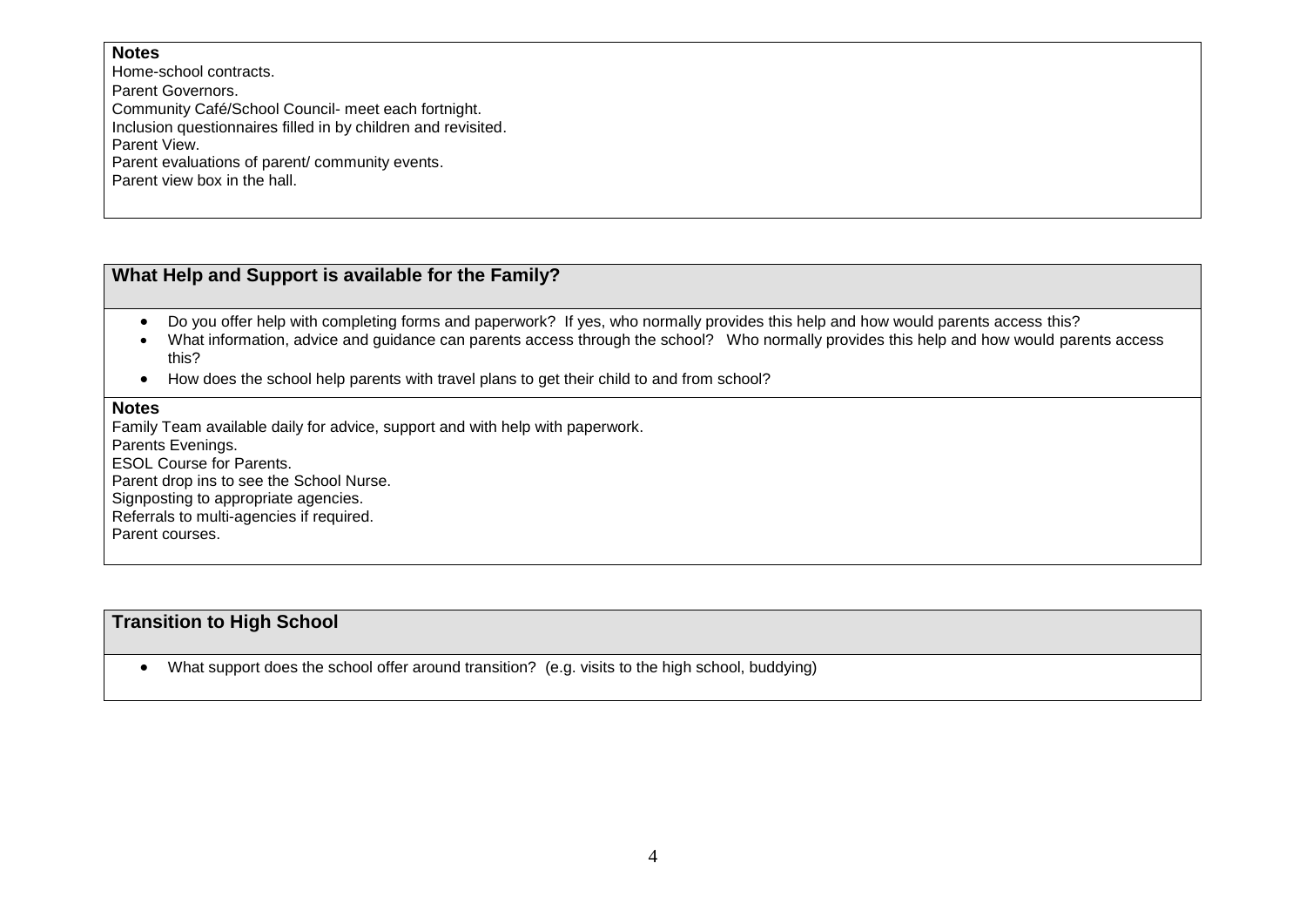**Notes**

Home-school contracts.
Parent Governors.
Community Café/School Council- meet each fortnight.
Inclusion questionnaires filled in by children and revisited.
Parent View.
Parent evaluations of parent/ community events.
Parent view box in the hall.

## What Help and Support is available for the Family?

- Do you offer help with completing forms and paperwork? If yes, who normally provides this help and how would parents access this?
- What information, advice and guidance can parents access through the school? Who normally provides this help and how would parents access this?
- How does the school help parents with travel plans to get their child to and from school?

**Notes**

Family Team available daily for advice, support and with help with paperwork.
Parents Evenings.
ESOL Course for Parents.
Parent drop ins to see the School Nurse.
Signposting to appropriate agencies.
Referrals to multi-agencies if required.
Parent courses.

## Transition to High School

- What support does the school offer around transition? (e.g. visits to the high school, buddying)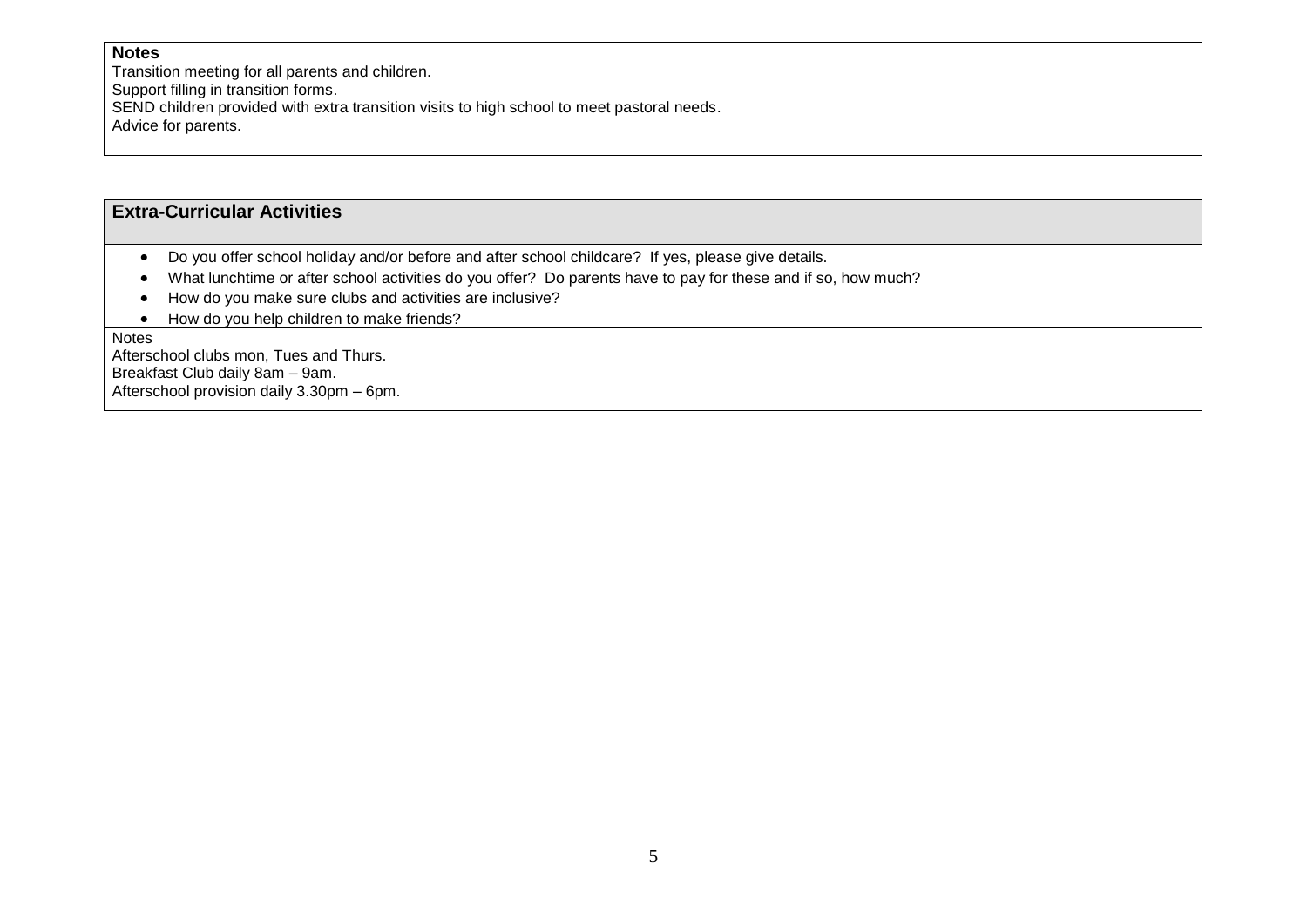**Notes**
Transition meeting for all parents and children.
Support filling in transition forms.
SEND children provided with extra transition visits to high school to meet pastoral needs.
Advice for parents.

## Extra-Curricular Activities

- Do you offer school holiday and/or before and after school childcare? If yes, please give details.
- What lunchtime or after school activities do you offer? Do parents have to pay for these and if so, how much?
- How do you make sure clubs and activities are inclusive?
- How do you help children to make friends?

Notes
Afterschool clubs mon, Tues and Thurs.
Breakfast Club daily 8am – 9am.
Afterschool provision daily 3.30pm – 6pm.